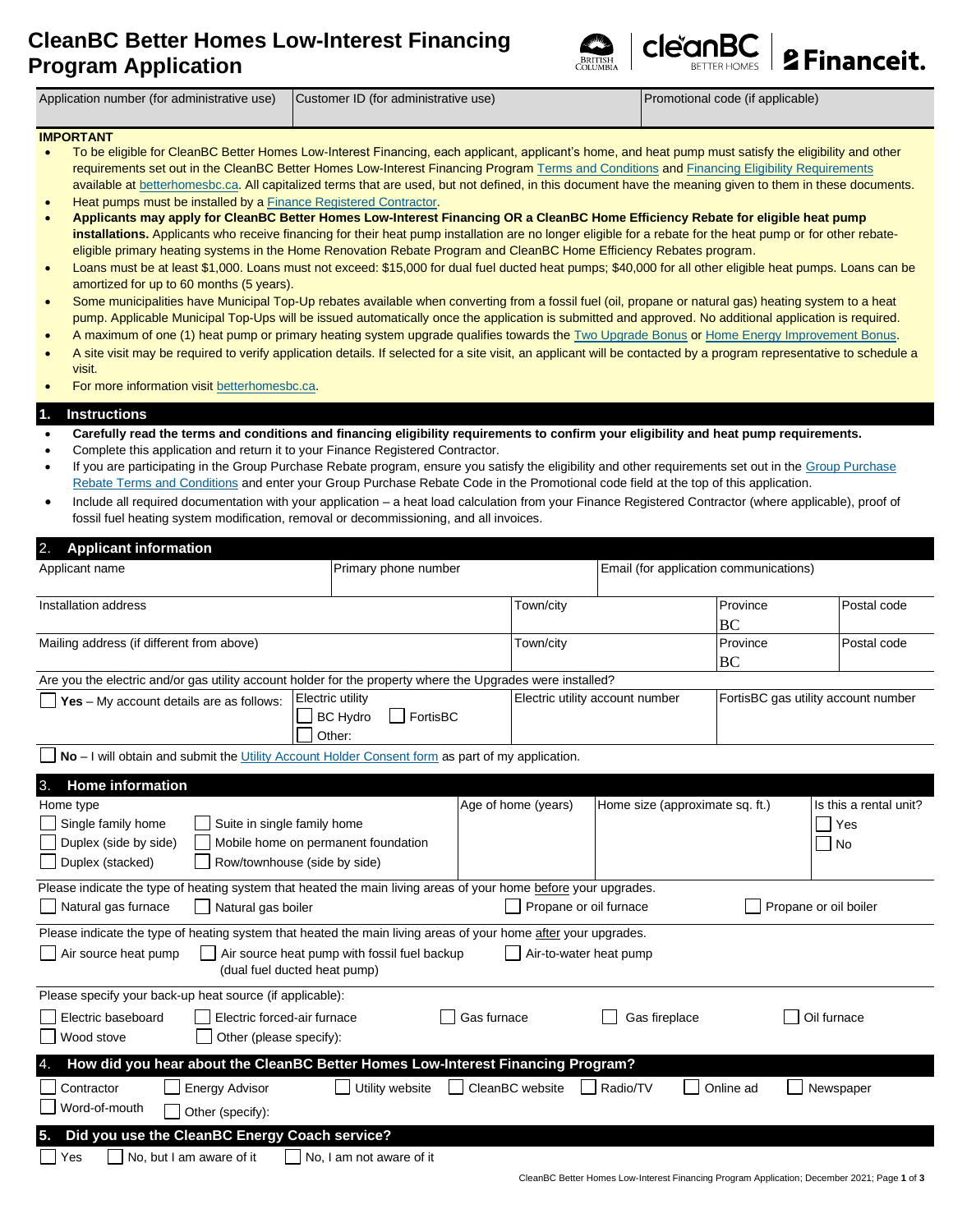# CleanBC Better Homes Low-Interest Financing Program Application

| Application number (for administrative use) | Customer ID (for administrative use) | Promotional code (if applicable) |
|---|---|---|
| | | |

**IMPORTANT**

- To be eligible for CleanBC Better Homes Low-Interest Financing, each applicant, applicant's home, and heat pump must satisfy the eligibility and other requirements set out in the CleanBC Better Homes Low-Interest Financing Program Terms and Conditions and Financing Eligibility Requirements available at betterhomesbc.ca. All capitalized terms that are used, but not defined, in this document have the meaning given to them in these documents.
- Heat pumps must be installed by a Finance Registered Contractor.
- **Applicants may apply for CleanBC Better Homes Low-Interest Financing OR a CleanBC Home Efficiency Rebate for eligible heat pump installations.** Applicants who receive financing for their heat pump installation are no longer eligible for a rebate for the heat pump or for other rebate-eligible primary heating systems in the Home Renovation Rebate Program and CleanBC Home Efficiency Rebates program.
- Loans must be at least $1,000. Loans must not exceed: $15,000 for dual fuel ducted heat pumps; $40,000 for all other eligible heat pumps. Loans can be amortized for up to 60 months (5 years).
- Some municipalities have Municipal Top-Up rebates available when converting from a fossil fuel (oil, propane or natural gas) heating system to a heat pump. Applicable Municipal Top-Ups will be issued automatically once the application is submitted and approved. No additional application is required.
- A maximum of one (1) heat pump or primary heating system upgrade qualifies towards the Two Upgrade Bonus or Home Energy Improvement Bonus.
- A site visit may be required to verify application details. If selected for a site visit, an applicant will be contacted by a program representative to schedule a visit.
- For more information visit betterhomesbc.ca.

## 1. Instructions

- **Carefully read the terms and conditions and financing eligibility requirements to confirm your eligibility and heat pump requirements.**
- Complete this application and return it to your Finance Registered Contractor.
- If you are participating in the Group Purchase Rebate program, ensure you satisfy the eligibility and other requirements set out in the Group Purchase Rebate Terms and Conditions and enter your Group Purchase Rebate Code in the Promotional code field at the top of this application.
- Include all required documentation with your application – a heat load calculation from your Finance Registered Contractor (where applicable), proof of fossil fuel heating system modification, removal or decommissioning, and all invoices.

## 2. Applicant information

| Applicant name | Primary phone number | Email (for application communications) |
|---|---|---|
| | | |

| Installation address | Town/city | Province | Postal code |
|---|---|---|---|
| | | BC | |
| **Mailing address (if different from above)** | **Town/city** | **Province** | **Postal code** |
| | | BC | |

Are you the electric and/or gas utility account holder for the property where the Upgrades were installed?

| ☐ **Yes** – My account details are as follows: | Electric utility: ☐ BC Hydro ☐ FortisBC ☐ Other: | Electric utility account number | FortisBC gas utility account number |
|---|---|---|---|

☐ **No** – I will obtain and submit the Utility Account Holder Consent form as part of my application.

## 3. Home information

| Home type | Age of home (years) | Home size (approximate sq. ft.) | Is this a rental unit? |
|---|---|---|---|
| ☐ Single family home ☐ Suite in single family home ☐ Duplex (side by side) ☐ Mobile home on permanent foundation ☐ Duplex (stacked) ☐ Row/townhouse (side by side) | | | ☐ Yes ☐ No |

Please indicate the type of heating system that heated the main living areas of your home before your upgrades.

☐ Natural gas furnace ☐ Natural gas boiler ☐ Propane or oil furnace ☐ Propane or oil boiler

Please indicate the type of heating system that heated the main living areas of your home after your upgrades.

☐ Air source heat pump ☐ Air source heat pump with fossil fuel backup (dual fuel ducted heat pump) ☐ Air-to-water heat pump

Please specify your back-up heat source (if applicable):

☐ Electric baseboard ☐ Electric forced-air furnace ☐ Gas furnace ☐ Gas fireplace ☐ Oil furnace
☐ Wood stove ☐ Other (please specify):

## 4. How did you hear about the CleanBC Better Homes Low-Interest Financing Program?

☐ Contractor ☐ Energy Advisor ☐ Utility website ☐ CleanBC website ☐ Radio/TV ☐ Online ad ☐ Newspaper
☐ Word-of-mouth ☐ Other (specify):

## 5. Did you use the CleanBC Energy Coach service?

☐ Yes ☐ No, but I am aware of it ☐ No, I am not aware of it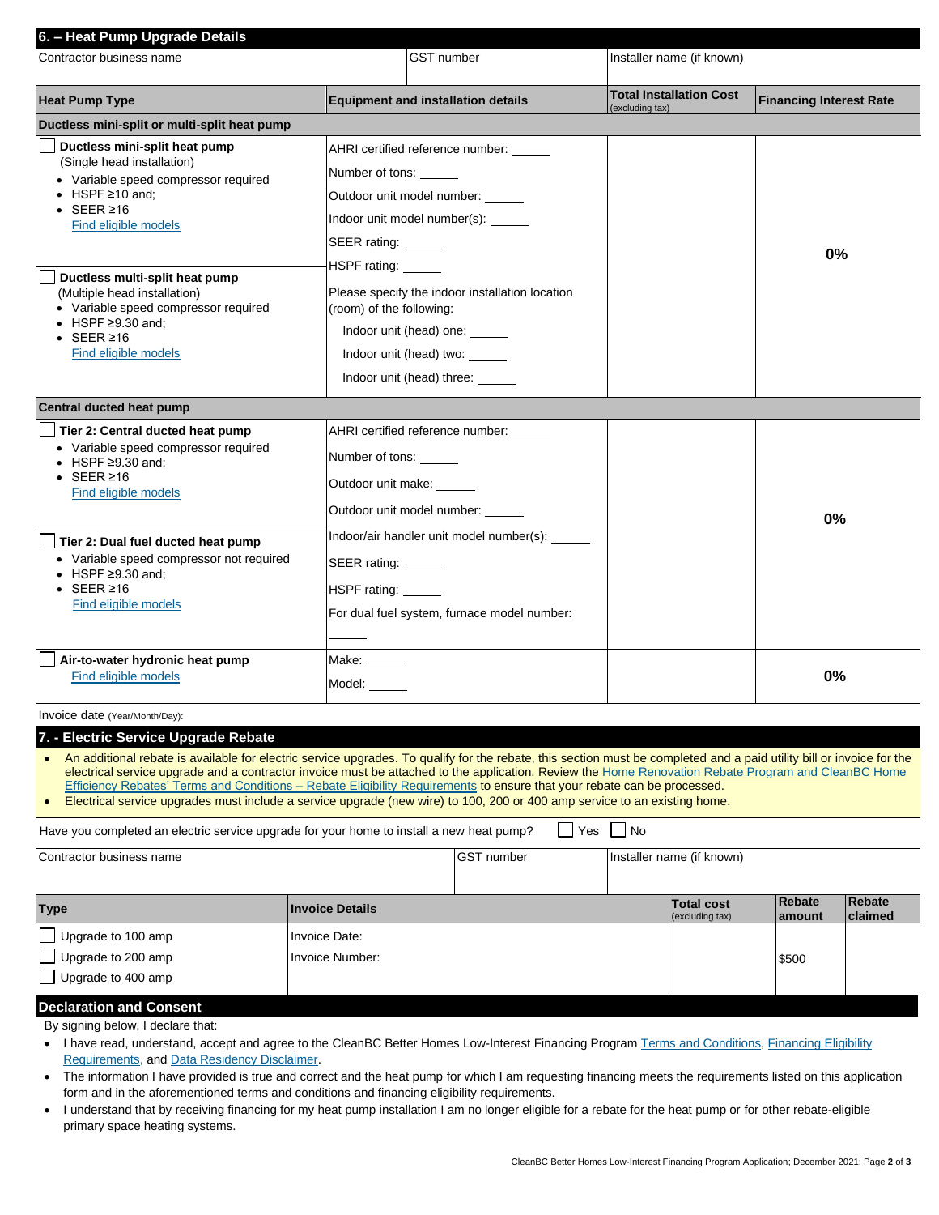## 6. – Heat Pump Upgrade Details

| Contractor business name | GST number | Installer name (if known) |
|---|---|---|
| | | |

| Heat Pump Type | Equipment and installation details | Total Installation Cost (excluding tax) | Financing Interest Rate |
|---|---|---|---|
| **Ductless mini-split or multi-split heat pump** | | | |
| ☐ **Ductless mini-split heat pump** (Single head installation)<br>• Variable speed compressor required<br>• HSPF ≥10 and;<br>• SEER ≥16<br>Find eligible models<br><br>☐ **Ductless multi-split heat pump** (Multiple head installation)<br>• Variable speed compressor required<br>• HSPF ≥9.30 and;<br>• SEER ≥16<br>Find eligible models | AHRI certified reference number: ______<br>Number of tons: ______<br>Outdoor unit model number: ______<br>Indoor unit model number(s): ______<br>SEER rating: ______<br>HSPF rating: ______<br>Please specify the indoor installation location (room) of the following:<br>Indoor unit (head) one: ______<br>Indoor unit (head) two: ______<br>Indoor unit (head) three: ______ | | 0% |
| **Central ducted heat pump** | | | |
| ☐ **Tier 2: Central ducted heat pump**<br>• Variable speed compressor required<br>• HSPF ≥9.30 and;<br>• SEER ≥16<br>Find eligible models<br><br>☐ **Tier 2: Dual fuel ducted heat pump**<br>• Variable speed compressor not required<br>• HSPF ≥9.30 and;<br>• SEER ≥16<br>Find eligible models | AHRI certified reference number: ______<br>Number of tons: ______<br>Outdoor unit make: ______<br>Outdoor unit model number: ______<br>Indoor/air handler unit model number(s): ______<br>SEER rating: ______<br>HSPF rating: ______<br>For dual fuel system, furnace model number: ______ | | 0% |
| ☐ **Air-to-water hydronic heat pump**<br>Find eligible models | Make: ______<br>Model: ______ | | 0% |

Invoice date (Year/Month/Day):

## 7. - Electric Service Upgrade Rebate

- An additional rebate is available for electric service upgrades. To qualify for the rebate, this section must be completed and a paid utility bill or invoice for the electrical service upgrade and a contractor invoice must be attached to the application. Review the Home Renovation Rebate Program and CleanBC Home Efficiency Rebates' Terms and Conditions – Rebate Eligibility Requirements to ensure that your rebate can be processed.
- Electrical service upgrades must include a service upgrade (new wire) to 100, 200 or 400 amp service to an existing home.

Have you completed an electric service upgrade for your home to install a new heat pump? ☐ Yes ☐ No

| Contractor business name | GST number | Installer name (if known) |
|---|---|---|
| | | |

| Type | Invoice Details | Total cost (excluding tax) | Rebate amount | Rebate claimed |
|---|---|---|---|---|
| ☐ Upgrade to 100 amp<br>☐ Upgrade to 200 amp<br>☐ Upgrade to 400 amp | Invoice Date:<br>Invoice Number: | | $500 | |

## Declaration and Consent

By signing below, I declare that:

- I have read, understand, accept and agree to the CleanBC Better Homes Low-Interest Financing Program Terms and Conditions, Financing Eligibility Requirements, and Data Residency Disclaimer.
- The information I have provided is true and correct and the heat pump for which I am requesting financing meets the requirements listed on this application form and in the aforementioned terms and conditions and financing eligibility requirements.
- I understand that by receiving financing for my heat pump installation I am no longer eligible for a rebate for the heat pump or for other rebate-eligible primary space heating systems.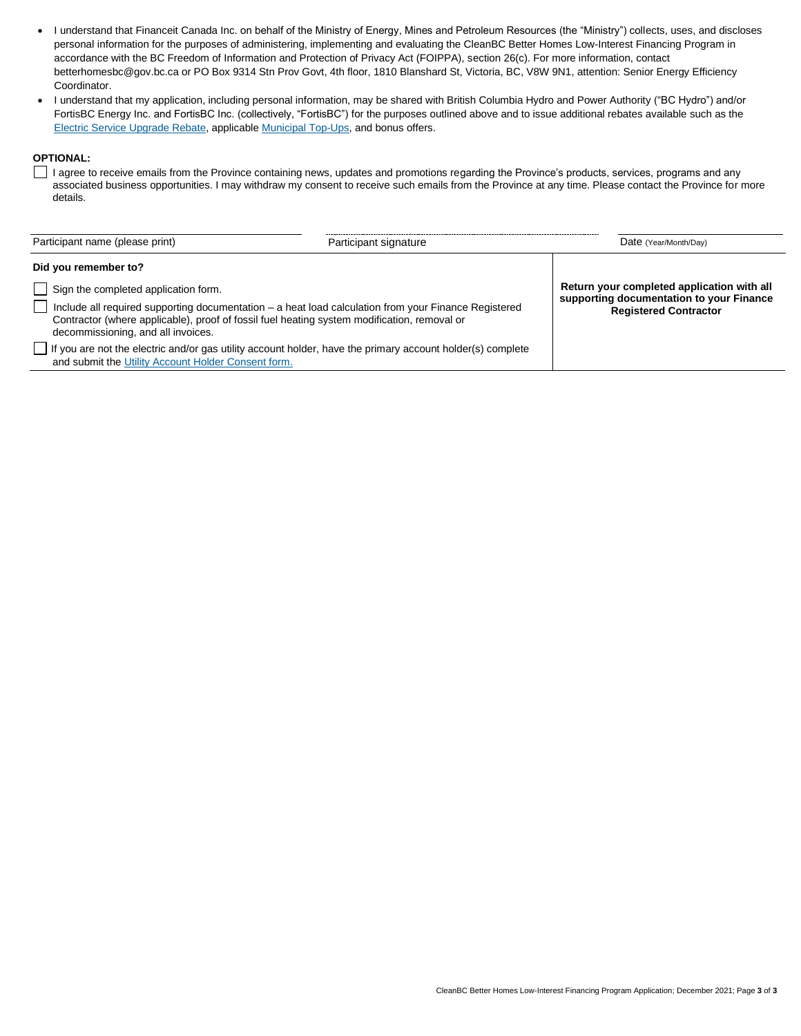- I understand that Financeit Canada Inc. on behalf of the Ministry of Energy, Mines and Petroleum Resources (the "Ministry") collects, uses, and discloses personal information for the purposes of administering, implementing and evaluating the CleanBC Better Homes Low-Interest Financing Program in accordance with the BC Freedom of Information and Protection of Privacy Act (FOIPPA), section 26(c). For more information, contact betterhomesbc@gov.bc.ca or PO Box 9314 Stn Prov Govt, 4th floor, 1810 Blanshard St, Victoria, BC, V8W 9N1, attention: Senior Energy Efficiency Coordinator.
- I understand that my application, including personal information, may be shared with British Columbia Hydro and Power Authority ("BC Hydro") and/or FortisBC Energy Inc. and FortisBC Inc. (collectively, "FortisBC") for the purposes outlined above and to issue additional rebates available such as the Electric Service Upgrade Rebate, applicable Municipal Top-Ups, and bonus offers.

**OPTIONAL:**

☐ I agree to receive emails from the Province containing news, updates and promotions regarding the Province's products, services, programs and any associated business opportunities. I may withdraw my consent to receive such emails from the Province at any time. Please contact the Province for more details.

| Participant name (please print) | Participant signature | Date (Year/Month/Day) |
|---|---|---|

| Did you remember to? | |
|---|---|
| ☐ Sign the completed application form.<br>☐ Include all required supporting documentation – a heat load calculation from your Finance Registered Contractor (where applicable), proof of fossil fuel heating system modification, removal or decommissioning, and all invoices.<br>☐ If you are not the electric and/or gas utility account holder, have the primary account holder(s) complete and submit the Utility Account Holder Consent form. | **Return your completed application with all supporting documentation to your Finance Registered Contractor** |